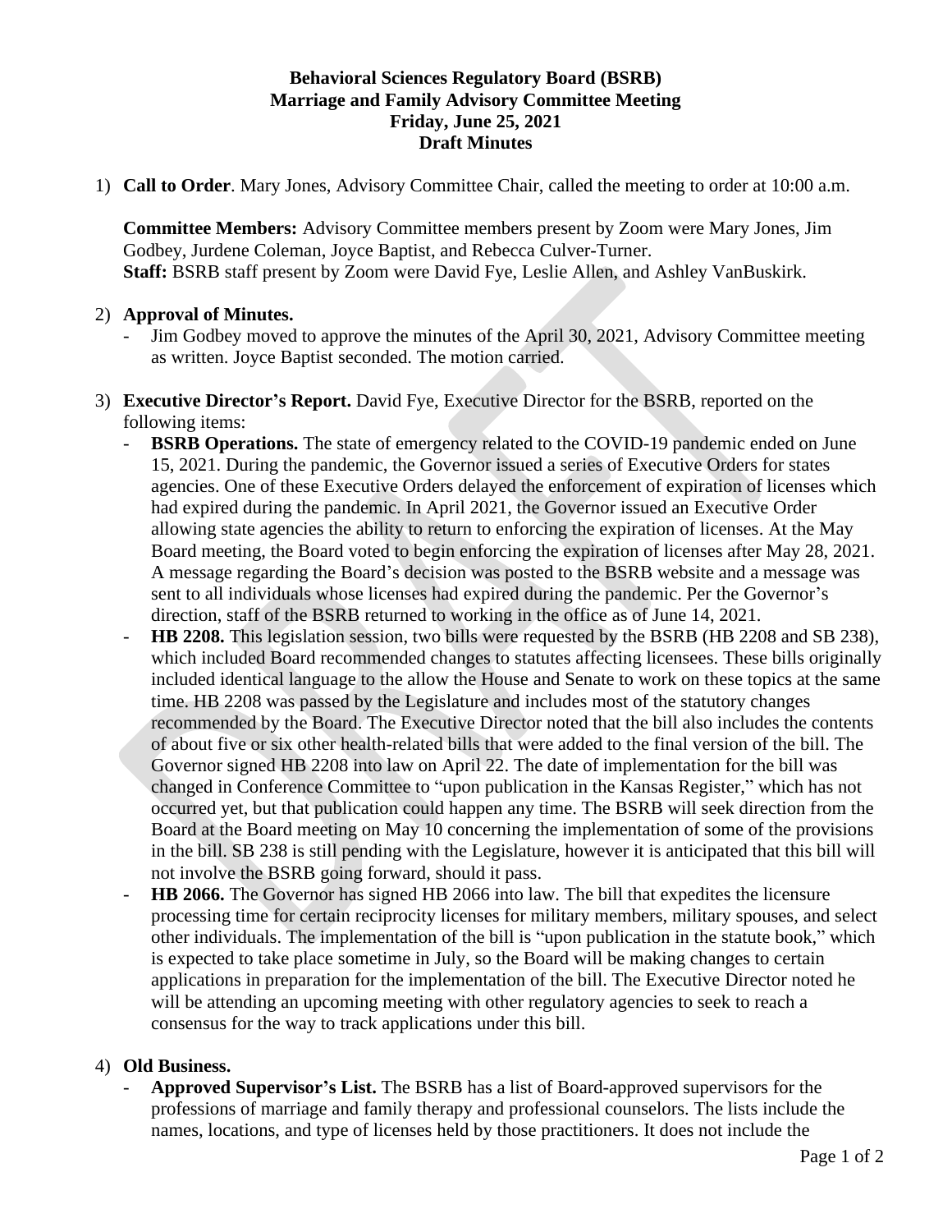**Behavioral Sciences Regulatory Board (BSRB)**
**Marriage and Family Advisory Committee Meeting**
**Friday, June 25, 2021**
**Draft Minutes**

1) **Call to Order**. Mary Jones, Advisory Committee Chair, called the meeting to order at 10:00 a.m.

   **Committee Members:** Advisory Committee members present by Zoom were Mary Jones, Jim Godbey, Jurdene Coleman, Joyce Baptist, and Rebecca Culver-Turner.
   **Staff:** BSRB staff present by Zoom were David Fye, Leslie Allen, and Ashley VanBuskirk.

2) **Approval of Minutes.**
   - Jim Godbey moved to approve the minutes of the April 30, 2021, Advisory Committee meeting as written. Joyce Baptist seconded. The motion carried.

3) **Executive Director's Report.** David Fye, Executive Director for the BSRB, reported on the following items:
   - **BSRB Operations.** The state of emergency related to the COVID-19 pandemic ended on June 15, 2021. During the pandemic, the Governor issued a series of Executive Orders for states agencies. One of these Executive Orders delayed the enforcement of expiration of licenses which had expired during the pandemic. In April 2021, the Governor issued an Executive Order allowing state agencies the ability to return to enforcing the expiration of licenses. At the May Board meeting, the Board voted to begin enforcing the expiration of licenses after May 28, 2021. A message regarding the Board's decision was posted to the BSRB website and a message was sent to all individuals whose licenses had expired during the pandemic. Per the Governor's direction, staff of the BSRB returned to working in the office as of June 14, 2021.
   - **HB 2208.** This legislation session, two bills were requested by the BSRB (HB 2208 and SB 238), which included Board recommended changes to statutes affecting licensees. These bills originally included identical language to the allow the House and Senate to work on these topics at the same time. HB 2208 was passed by the Legislature and includes most of the statutory changes recommended by the Board. The Executive Director noted that the bill also includes the contents of about five or six other health-related bills that were added to the final version of the bill. The Governor signed HB 2208 into law on April 22. The date of implementation for the bill was changed in Conference Committee to "upon publication in the Kansas Register," which has not occurred yet, but that publication could happen any time. The BSRB will seek direction from the Board at the Board meeting on May 10 concerning the implementation of some of the provisions in the bill. SB 238 is still pending with the Legislature, however it is anticipated that this bill will not involve the BSRB going forward, should it pass.
   - **HB 2066.** The Governor has signed HB 2066 into law. The bill that expedites the licensure processing time for certain reciprocity licenses for military members, military spouses, and select other individuals. The implementation of the bill is "upon publication in the statute book," which is expected to take place sometime in July, so the Board will be making changes to certain applications in preparation for the implementation of the bill. The Executive Director noted he will be attending an upcoming meeting with other regulatory agencies to seek to reach a consensus for the way to track applications under this bill.

4) **Old Business.**
   - **Approved Supervisor's List.** The BSRB has a list of Board-approved supervisors for the professions of marriage and family therapy and professional counselors. The lists include the names, locations, and type of licenses held by those practitioners. It does not include the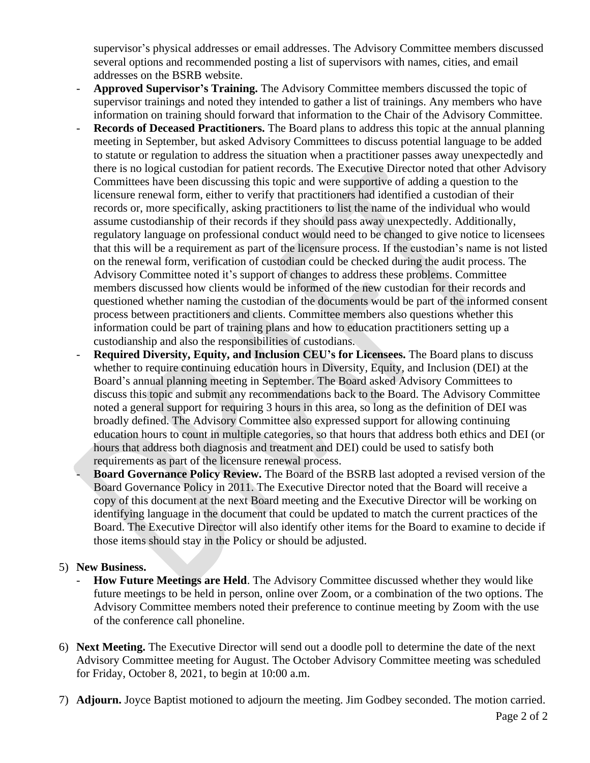supervisor's physical addresses or email addresses. The Advisory Committee members discussed several options and recommended posting a list of supervisors with names, cities, and email addresses on the BSRB website.

- **Approved Supervisor's Training.** The Advisory Committee members discussed the topic of supervisor trainings and noted they intended to gather a list of trainings. Any members who have information on training should forward that information to the Chair of the Advisory Committee.
- **Records of Deceased Practitioners.** The Board plans to address this topic at the annual planning meeting in September, but asked Advisory Committees to discuss potential language to be added to statute or regulation to address the situation when a practitioner passes away unexpectedly and there is no logical custodian for patient records. The Executive Director noted that other Advisory Committees have been discussing this topic and were supportive of adding a question to the licensure renewal form, either to verify that practitioners had identified a custodian of their records or, more specifically, asking practitioners to list the name of the individual who would assume custodianship of their records if they should pass away unexpectedly. Additionally, regulatory language on professional conduct would need to be changed to give notice to licensees that this will be a requirement as part of the licensure process. If the custodian's name is not listed on the renewal form, verification of custodian could be checked during the audit process. The Advisory Committee noted it's support of changes to address these problems. Committee members discussed how clients would be informed of the new custodian for their records and questioned whether naming the custodian of the documents would be part of the informed consent process between practitioners and clients. Committee members also questions whether this information could be part of training plans and how to education practitioners setting up a custodianship and also the responsibilities of custodians.
- **Required Diversity, Equity, and Inclusion CEU's for Licensees.** The Board plans to discuss whether to require continuing education hours in Diversity, Equity, and Inclusion (DEI) at the Board's annual planning meeting in September. The Board asked Advisory Committees to discuss this topic and submit any recommendations back to the Board. The Advisory Committee noted a general support for requiring 3 hours in this area, so long as the definition of DEI was broadly defined. The Advisory Committee also expressed support for allowing continuing education hours to count in multiple categories, so that hours that address both ethics and DEI (or hours that address both diagnosis and treatment and DEI) could be used to satisfy both requirements as part of the licensure renewal process.
- **Board Governance Policy Review.** The Board of the BSRB last adopted a revised version of the Board Governance Policy in 2011. The Executive Director noted that the Board will receive a copy of this document at the next Board meeting and the Executive Director will be working on identifying language in the document that could be updated to match the current practices of the Board. The Executive Director will also identify other items for the Board to examine to decide if those items should stay in the Policy or should be adjusted.

5) **New Business.**
   - **How Future Meetings are Held**. The Advisory Committee discussed whether they would like future meetings to be held in person, online over Zoom, or a combination of the two options. The Advisory Committee members noted their preference to continue meeting by Zoom with the use of the conference call phoneline.

6) **Next Meeting.** The Executive Director will send out a doodle poll to determine the date of the next Advisory Committee meeting for August. The October Advisory Committee meeting was scheduled for Friday, October 8, 2021, to begin at 10:00 a.m.

7) **Adjourn.** Joyce Baptist motioned to adjourn the meeting. Jim Godbey seconded. The motion carried.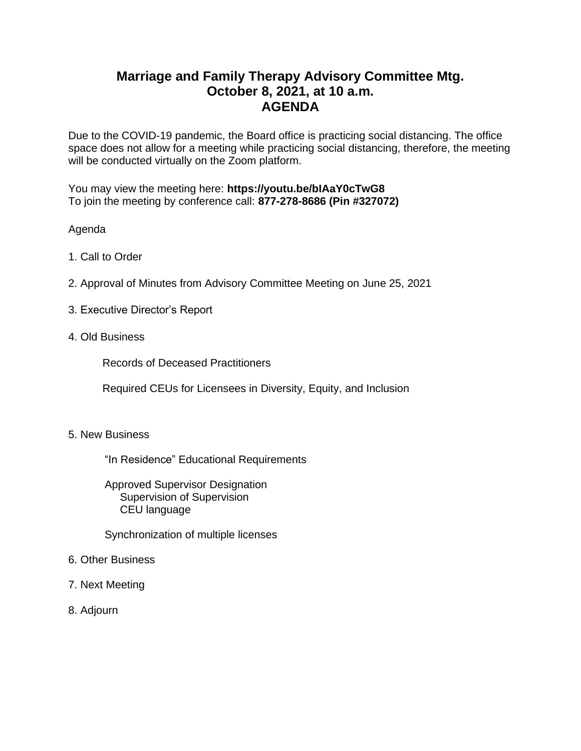# Marriage and Family Therapy Advisory Committee Mtg.
# October 8, 2021, at 10 a.m.
# AGENDA

Due to the COVID-19 pandemic, the Board office is practicing social distancing. The office space does not allow for a meeting while practicing social distancing, therefore, the meeting will be conducted virtually on the Zoom platform.

You may view the meeting here: **https://youtu.be/bIAaY0cTwG8**
To join the meeting by conference call: **877-278-8686 (Pin #327072)**

Agenda

1. Call to Order

2. Approval of Minutes from Advisory Committee Meeting on June 25, 2021

3. Executive Director's Report

4. Old Business

   Records of Deceased Practitioners

   Required CEUs for Licensees in Diversity, Equity, and Inclusion

5. New Business

   "In Residence" Educational Requirements

   Approved Supervisor Designation
   - Supervision of Supervision
   - CEU language

   Synchronization of multiple licenses

6. Other Business

7. Next Meeting

8. Adjourn